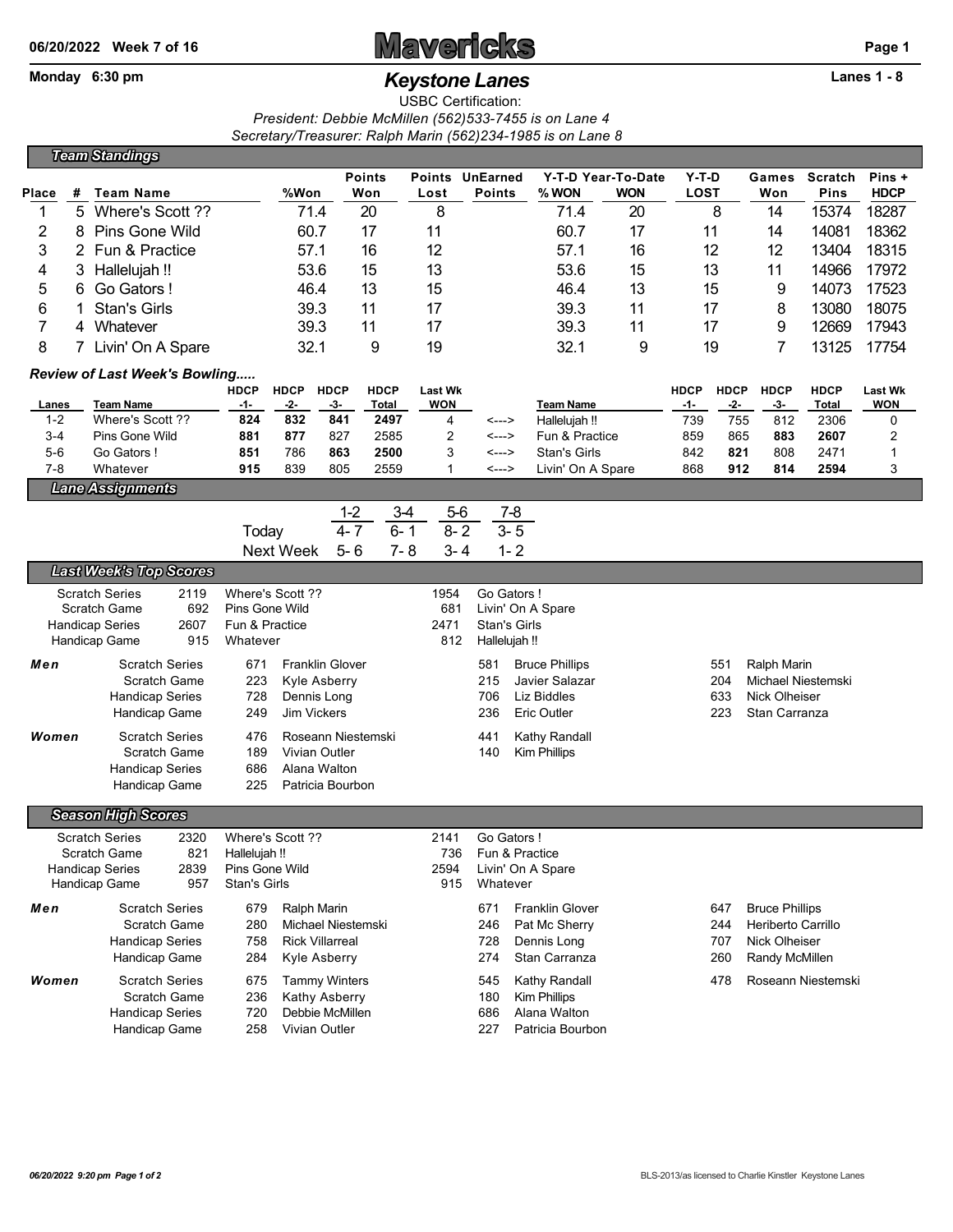# Mavericks

Monday 6:30 pm

## Keystone Lanes

Lanes 1 - 8

USBC Certification:

*President: Debbie McMillen (562)533-7455 is on Lane 4*

*Secretary/Treasurer: Ralph Marin (562)234-1985 is on Lane 8*

### Team Standings

| Place | # | Team Name | %Won | Points Won | Points Lost | UnEarned Points | Y-T-D % WON | Year-To-Date WON | Y-T-D LOST | Games Won | Scratch Pins | Pins + HDCP |
|---|---|---|---|---|---|---|---|---|---|---|---|---|
| 1 | 5 | Where's Scott ?? | 71.4 | 20 | 8 | | 71.4 | 20 | 8 | 14 | 15374 | 18287 |
| 2 | 8 | Pins Gone Wild | 60.7 | 17 | 11 | | 60.7 | 17 | 11 | 14 | 14081 | 18362 |
| 3 | 2 | Fun & Practice | 57.1 | 16 | 12 | | 57.1 | 16 | 12 | 12 | 13404 | 18315 |
| 4 | 3 | Hallelujah !! | 53.6 | 15 | 13 | | 53.6 | 15 | 13 | 11 | 14966 | 17972 |
| 5 | 6 | Go Gators ! | 46.4 | 13 | 15 | | 46.4 | 13 | 15 | 9 | 14073 | 17523 |
| 6 | 1 | Stan's Girls | 39.3 | 11 | 17 | | 39.3 | 11 | 17 | 8 | 13080 | 18075 |
| 7 | 4 | Whatever | 39.3 | 11 | 17 | | 39.3 | 11 | 17 | 9 | 12669 | 17943 |
| 8 | 7 | Livin' On A Spare | 32.1 | 9 | 19 | | 32.1 | 9 | 19 | 7 | 13125 | 17754 |

### Review of Last Week's Bowling.....

| Lanes | Team Name | HDCP -1- | HDCP -2- | HDCP -3- | HDCP Total | Last Wk WON | | Team Name | HDCP -1- | HDCP -2- | HDCP -3- | HDCP Total | Last Wk WON |
|---|---|---|---|---|---|---|---|---|---|---|---|---|---|
| 1-2 | Where's Scott ?? | **824** | **832** | **841** | **2497** | 4 | <---> | Hallelujah !! | 739 | 755 | 812 | 2306 | 0 |
| 3-4 | Pins Gone Wild | **881** | **877** | 827 | 2585 | 2 | <---> | Fun & Practice | 859 | 865 | **883** | **2607** | 2 |
| 5-6 | Go Gators ! | **851** | 786 | **863** | **2500** | 3 | <---> | Stan's Girls | 842 | **821** | 808 | 2471 | 1 |
| 7-8 | Whatever | **915** | 839 | 805 | 2559 | 1 | <---> | Livin' On A Spare | 868 | **912** | **814** | **2594** | 3 |

### Lane Assignments

| | 1-2 | 3-4 | 5-6 | 7-8 |
|---|---|---|---|---|
| Today | 4- 7 | 6- 1 | 8- 2 | 3- 5 |
| Next Week | 5- 6 | 7- 8 | 3- 4 | 1- 2 |

### Last Week's Top Scores

| | | | | |
|---|---|---|---|---|
| Scratch Series | 2119 | Where's Scott ?? | 1954 | Go Gators ! |
| Scratch Game | 692 | Pins Gone Wild | 681 | Livin' On A Spare |
| Handicap Series | 2607 | Fun & Practice | 2471 | Stan's Girls |
| Handicap Game | 915 | Whatever | 812 | Hallelujah !! |

| | | | | | | | |
|---|---|---|---|---|---|---|---|
| **Men** | Scratch Series | 671 | Franklin Glover | 581 | Bruce Phillips | 551 | Ralph Marin |
| | Scratch Game | 223 | Kyle Asberry | 215 | Javier Salazar | 204 | Michael Niestemski |
| | Handicap Series | 728 | Dennis Long | 706 | Liz Biddles | 633 | Nick Olheiser |
| | Handicap Game | 249 | Jim Vickers | 236 | Eric Outler | 223 | Stan Carranza |
| **Women** | Scratch Series | 476 | Roseann Niestemski | 441 | Kathy Randall | | |
| | Scratch Game | 189 | Vivian Outler | 140 | Kim Phillips | | |
| | Handicap Series | 686 | Alana Walton | | | | |
| | Handicap Game | 225 | Patricia Bourbon | | | | |

### Season High Scores

| | | | | |
|---|---|---|---|---|
| Scratch Series | 2320 | Where's Scott ?? | 2141 | Go Gators ! |
| Scratch Game | 821 | Hallelujah !! | 736 | Fun & Practice |
| Handicap Series | 2839 | Pins Gone Wild | 2594 | Livin' On A Spare |
| Handicap Game | 957 | Stan's Girls | 915 | Whatever |

| | | | | | | | |
|---|---|---|---|---|---|---|---|
| **Men** | Scratch Series | 679 | Ralph Marin | 671 | Franklin Glover | 647 | Bruce Phillips |
| | Scratch Game | 280 | Michael Niestemski | 246 | Pat Mc Sherry | 244 | Heriberto Carrillo |
| | Handicap Series | 758 | Rick Villarreal | 728 | Dennis Long | 707 | Nick Olheiser |
| | Handicap Game | 284 | Kyle Asberry | 274 | Stan Carranza | 260 | Randy McMillen |
| **Women** | Scratch Series | 675 | Tammy Winters | 545 | Kathy Randall | 478 | Roseann Niestemski |
| | Scratch Game | 236 | Kathy Asberry | 180 | Kim Phillips | | |
| | Handicap Series | 720 | Debbie McMillen | 686 | Alana Walton | | |
| | Handicap Game | 258 | Vivian Outler | 227 | Patricia Bourbon | | |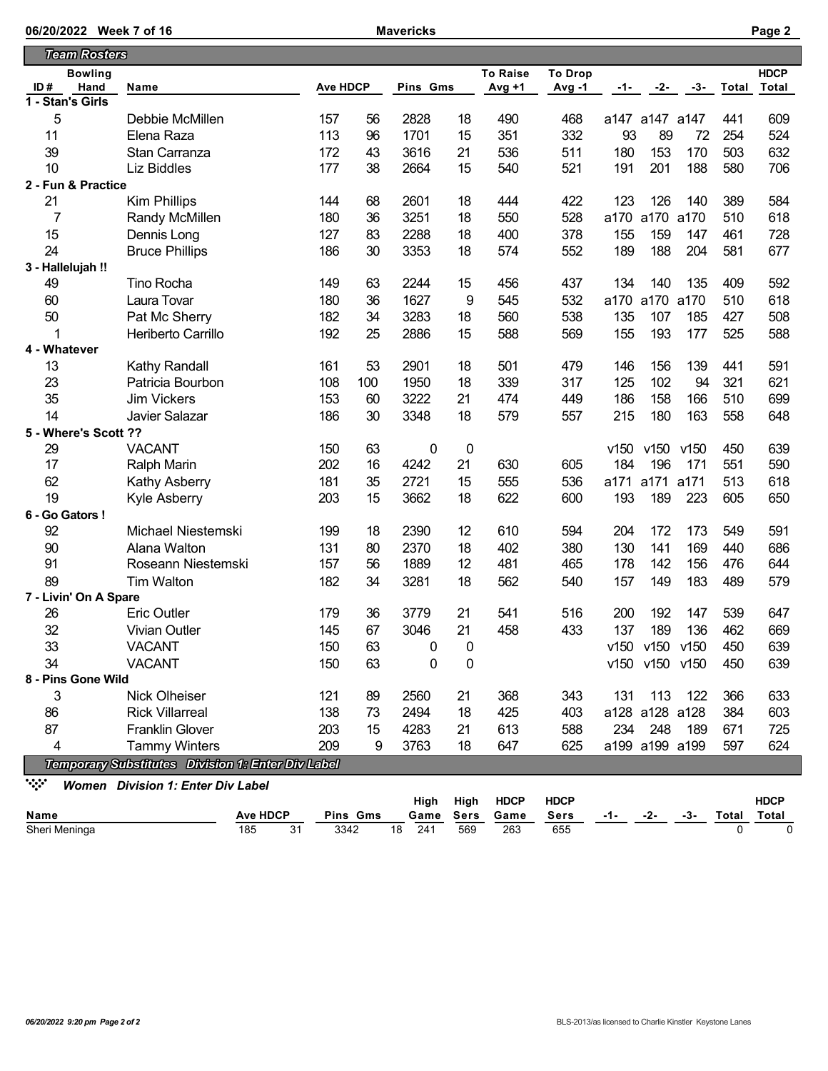## Team Rosters

| ID # | Bowling Hand | Name | Ave | HDCP | Pins | Gms | To Raise Avg +1 | To Drop Avg -1 | -1- | -2- | -3- | Total | HDCP Total |
|---|---|---|---|---|---|---|---|---|---|---|---|---|---|
| **1 - Stan's Girls** | | | | | | | | | | | | | |
| 5 | | Debbie McMillen | 157 | 56 | 2828 | 18 | 490 | 468 | a147 | a147 | a147 | 441 | 609 |
| 11 | | Elena Raza | 113 | 96 | 1701 | 15 | 351 | 332 | 93 | 89 | 72 | 254 | 524 |
| 39 | | Stan Carranza | 172 | 43 | 3616 | 21 | 536 | 511 | 180 | 153 | 170 | 503 | 632 |
| 10 | | Liz Biddles | 177 | 38 | 2664 | 15 | 540 | 521 | 191 | 201 | 188 | 580 | 706 |
| **2 - Fun & Practice** | | | | | | | | | | | | | |
| 21 | | Kim Phillips | 144 | 68 | 2601 | 18 | 444 | 422 | 123 | 126 | 140 | 389 | 584 |
| 7 | | Randy McMillen | 180 | 36 | 3251 | 18 | 550 | 528 | a170 | a170 | a170 | 510 | 618 |
| 15 | | Dennis Long | 127 | 83 | 2288 | 18 | 400 | 378 | 155 | 159 | 147 | 461 | 728 |
| 24 | | Bruce Phillips | 186 | 30 | 3353 | 18 | 574 | 552 | 189 | 188 | 204 | 581 | 677 |
| **3 - Hallelujah !!** | | | | | | | | | | | | | |
| 49 | | Tino Rocha | 149 | 63 | 2244 | 15 | 456 | 437 | 134 | 140 | 135 | 409 | 592 |
| 60 | | Laura Tovar | 180 | 36 | 1627 | 9 | 545 | 532 | a170 | a170 | a170 | 510 | 618 |
| 50 | | Pat Mc Sherry | 182 | 34 | 3283 | 18 | 560 | 538 | 135 | 107 | 185 | 427 | 508 |
| 1 | | Heriberto Carrillo | 192 | 25 | 2886 | 15 | 588 | 569 | 155 | 193 | 177 | 525 | 588 |
| **4 - Whatever** | | | | | | | | | | | | | |
| 13 | | Kathy Randall | 161 | 53 | 2901 | 18 | 501 | 479 | 146 | 156 | 139 | 441 | 591 |
| 23 | | Patricia Bourbon | 108 | 100 | 1950 | 18 | 339 | 317 | 125 | 102 | 94 | 321 | 621 |
| 35 | | Jim Vickers | 153 | 60 | 3222 | 21 | 474 | 449 | 186 | 158 | 166 | 510 | 699 |
| 14 | | Javier Salazar | 186 | 30 | 3348 | 18 | 579 | 557 | 215 | 180 | 163 | 558 | 648 |
| **5 - Where's Scott ??** | | | | | | | | | | | | | |
| 29 | | VACANT | 150 | 63 | 0 | 0 | | | v150 | v150 | v150 | 450 | 639 |
| 17 | | Ralph Marin | 202 | 16 | 4242 | 21 | 630 | 605 | 184 | 196 | 171 | 551 | 590 |
| 62 | | Kathy Asberry | 181 | 35 | 2721 | 15 | 555 | 536 | a171 | a171 | a171 | 513 | 618 |
| 19 | | Kyle Asberry | 203 | 15 | 3662 | 18 | 622 | 600 | 193 | 189 | 223 | 605 | 650 |
| **6 - Go Gators !** | | | | | | | | | | | | | |
| 92 | | Michael Niestemski | 199 | 18 | 2390 | 12 | 610 | 594 | 204 | 172 | 173 | 549 | 591 |
| 90 | | Alana Walton | 131 | 80 | 2370 | 18 | 402 | 380 | 130 | 141 | 169 | 440 | 686 |
| 91 | | Roseann Niestemski | 157 | 56 | 1889 | 12 | 481 | 465 | 178 | 142 | 156 | 476 | 644 |
| 89 | | Tim Walton | 182 | 34 | 3281 | 18 | 562 | 540 | 157 | 149 | 183 | 489 | 579 |
| **7 - Livin' On A Spare** | | | | | | | | | | | | | |
| 26 | | Eric Outler | 179 | 36 | 3779 | 21 | 541 | 516 | 200 | 192 | 147 | 539 | 647 |
| 32 | | Vivian Outler | 145 | 67 | 3046 | 21 | 458 | 433 | 137 | 189 | 136 | 462 | 669 |
| 33 | | VACANT | 150 | 63 | 0 | 0 | | | v150 | v150 | v150 | 450 | 639 |
| 34 | | VACANT | 150 | 63 | 0 | 0 | | | v150 | v150 | v150 | 450 | 639 |
| **8 - Pins Gone Wild** | | | | | | | | | | | | | |
| 3 | | Nick Olheiser | 121 | 89 | 2560 | 21 | 368 | 343 | 131 | 113 | 122 | 366 | 633 |
| 86 | | Rick Villarreal | 138 | 73 | 2494 | 18 | 425 | 403 | a128 | a128 | a128 | 384 | 603 |
| 87 | | Franklin Glover | 203 | 15 | 4283 | 21 | 613 | 588 | 234 | 248 | 189 | 671 | 725 |
| 4 | | Tammy Winters | 209 | 9 | 3763 | 18 | 647 | 625 | a199 | a199 | a199 | 597 | 624 |

## Temporary Substitutes Division 1: Enter Div Label

**Women Division 1: Enter Div Label**

| Name | Ave | HDCP | Pins | Gms | High Game | High Sers | HDCP Game | HDCP Sers | -1- | -2- | -3- | Total | HDCP Total |
|---|---|---|---|---|---|---|---|---|---|---|---|---|---|
| Sheri Meninga | 185 | 31 | 3342 | 18 | 241 | 569 | 263 | 655 | | | | 0 | 0 |